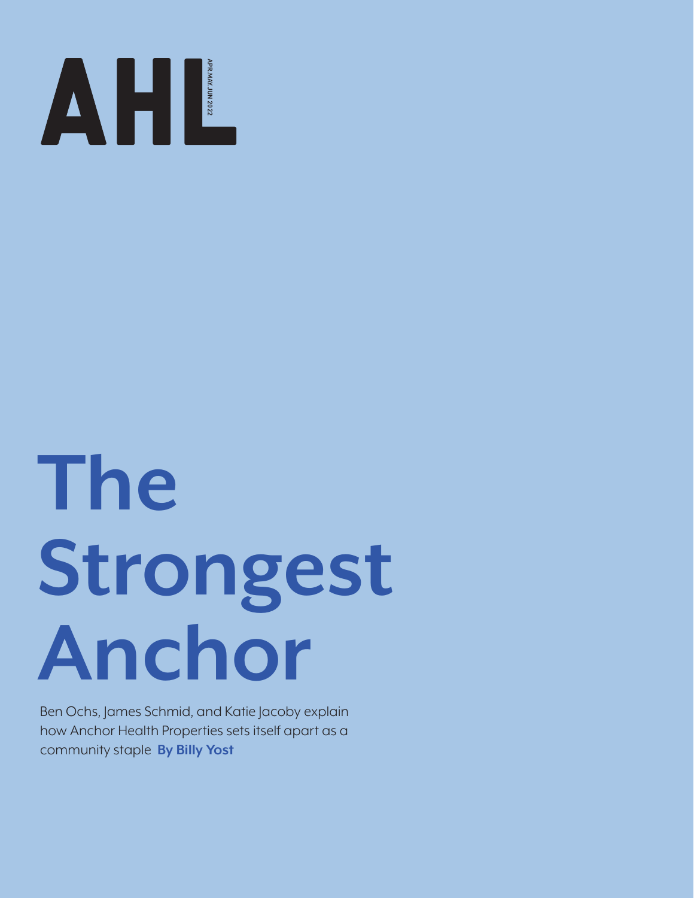# The Strongest Anchor

Ben Ochs, James Schmid, and Katie Jacoby explain how Anchor Health Properties sets itself apart as a community staple **By Billy Yost**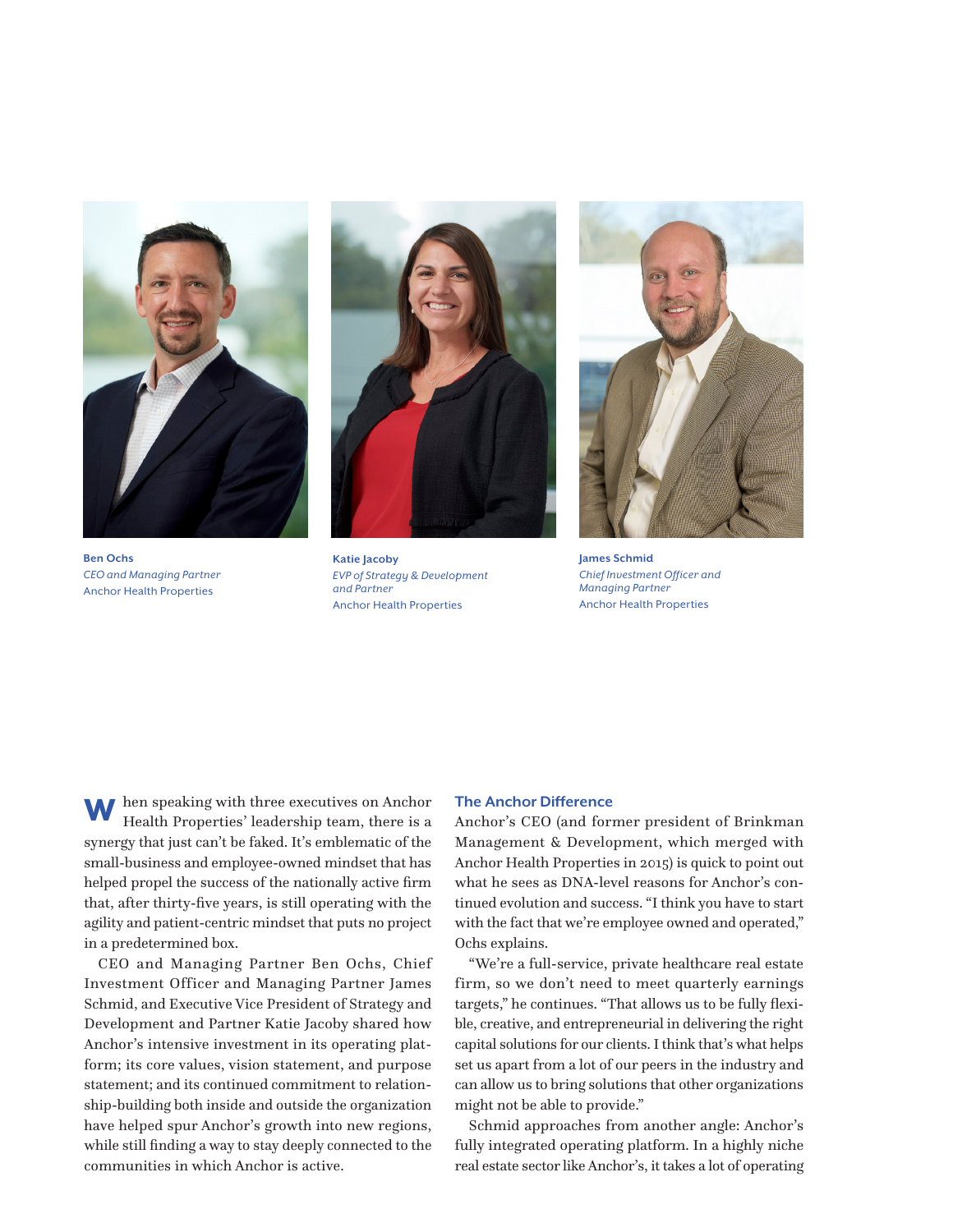**Ben Ochs**
*CEO and Managing Partner*
Anchor Health Properties

**Katie Jacoby**
*EVP of Strategy & Development and Partner*
Anchor Health Properties

**James Schmid**
*Chief Investment Officer and Managing Partner*
Anchor Health Properties

When speaking with three executives on Anchor Health Properties' leadership team, there is a synergy that just can't be faked. It's emblematic of the small-business and employee-owned mindset that has helped propel the success of the nationally active firm that, after thirty-five years, is still operating with the agility and patient-centric mindset that puts no project in a predetermined box.

CEO and Managing Partner Ben Ochs, Chief Investment Officer and Managing Partner James Schmid, and Executive Vice President of Strategy and Development and Partner Katie Jacoby shared how Anchor's intensive investment in its operating platform; its core values, vision statement, and purpose statement; and its continued commitment to relationship-building both inside and outside the organization have helped spur Anchor's growth into new regions, while still finding a way to stay deeply connected to the communities in which Anchor is active.

## The Anchor Difference

Anchor's CEO (and former president of Brinkman Management & Development, which merged with Anchor Health Properties in 2015) is quick to point out what he sees as DNA-level reasons for Anchor's continued evolution and success. "I think you have to start with the fact that we're employee owned and operated," Ochs explains.

"We're a full-service, private healthcare real estate firm, so we don't need to meet quarterly earnings targets," he continues. "That allows us to be fully flexible, creative, and entrepreneurial in delivering the right capital solutions for our clients. I think that's what helps set us apart from a lot of our peers in the industry and can allow us to bring solutions that other organizations might not be able to provide."

Schmid approaches from another angle: Anchor's fully integrated operating platform. In a highly niche real estate sector like Anchor's, it takes a lot of operating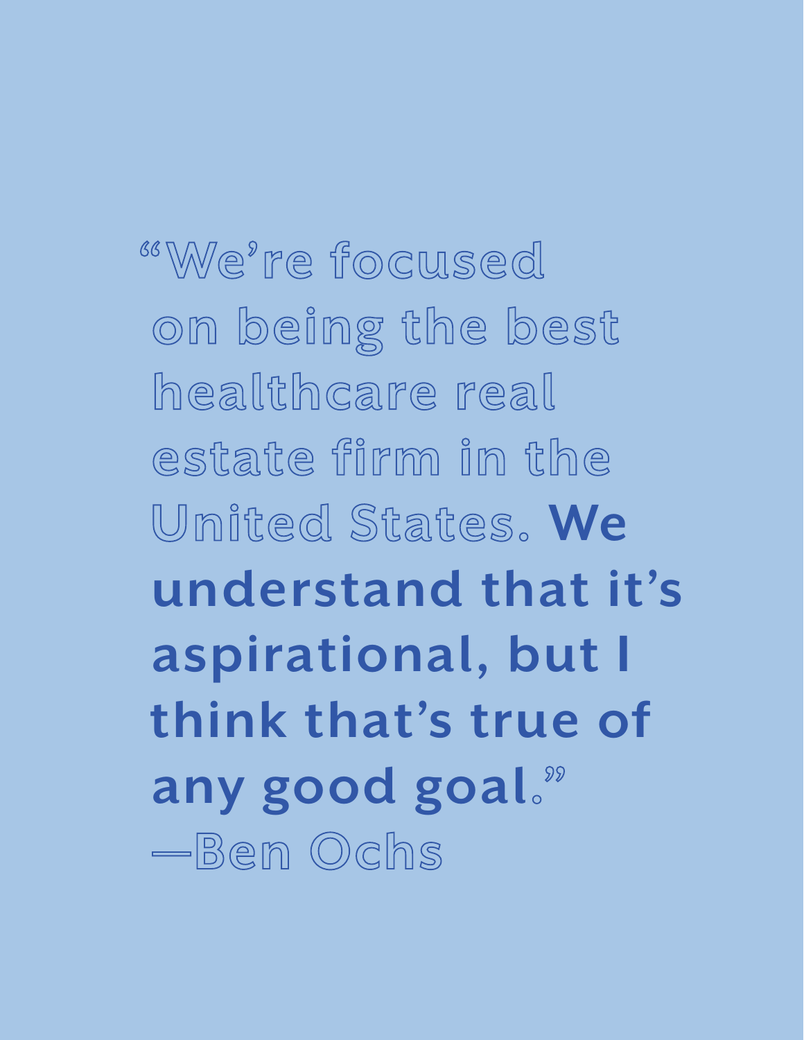"We're focused on being the best healthcare real estate firm in the United States. **We understand that it's aspirational, but I think that's true of any good goal.**"

—Ben Ochs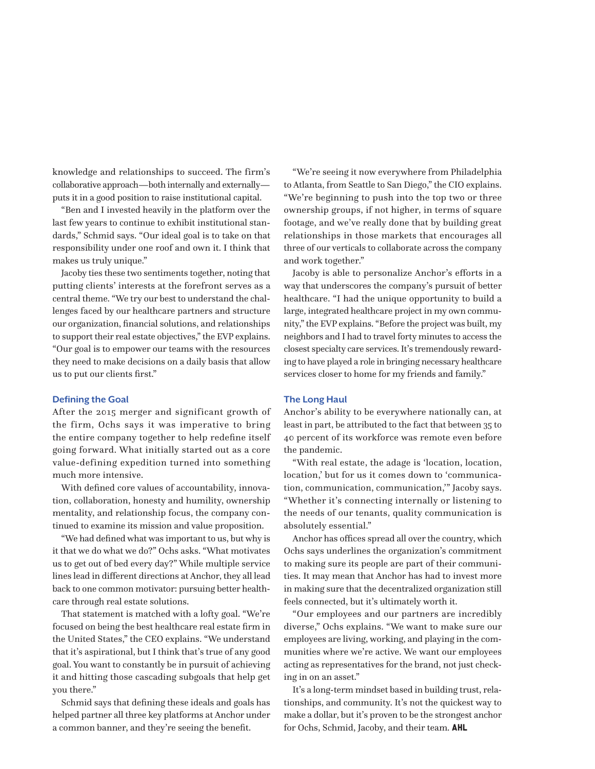knowledge and relationships to succeed. The firm's collaborative approach—both internally and externally—puts it in a good position to raise institutional capital.

"Ben and I invested heavily in the platform over the last few years to continue to exhibit institutional standards," Schmid says. "Our ideal goal is to take on that responsibility under one roof and own it. I think that makes us truly unique."

Jacoby ties these two sentiments together, noting that putting clients' interests at the forefront serves as a central theme. "We try our best to understand the challenges faced by our healthcare partners and structure our organization, financial solutions, and relationships to support their real estate objectives," the EVP explains. "Our goal is to empower our teams with the resources they need to make decisions on a daily basis that allow us to put our clients first."

### Defining the Goal

After the 2015 merger and significant growth of the firm, Ochs says it was imperative to bring the entire company together to help redefine itself going forward. What initially started out as a core value-defining expedition turned into something much more intensive.

With defined core values of accountability, innovation, collaboration, honesty and humility, ownership mentality, and relationship focus, the company continued to examine its mission and value proposition.

"We had defined what was important to us, but why is it that we do what we do?" Ochs asks. "What motivates us to get out of bed every day?" While multiple service lines lead in different directions at Anchor, they all lead back to one common motivator: pursuing better healthcare through real estate solutions.

That statement is matched with a lofty goal. "We're focused on being the best healthcare real estate firm in the United States," the CEO explains. "We understand that it's aspirational, but I think that's true of any good goal. You want to constantly be in pursuit of achieving it and hitting those cascading subgoals that help get you there."

Schmid says that defining these ideals and goals has helped partner all three key platforms at Anchor under a common banner, and they're seeing the benefit.

"We're seeing it now everywhere from Philadelphia to Atlanta, from Seattle to San Diego," the CIO explains. "We're beginning to push into the top two or three ownership groups, if not higher, in terms of square footage, and we've really done that by building great relationships in those markets that encourages all three of our verticals to collaborate across the company and work together."

Jacoby is able to personalize Anchor's efforts in a way that underscores the company's pursuit of better healthcare. "I had the unique opportunity to build a large, integrated healthcare project in my own community," the EVP explains. "Before the project was built, my neighbors and I had to travel forty minutes to access the closest specialty care services. It's tremendously rewarding to have played a role in bringing necessary healthcare services closer to home for my friends and family."

### The Long Haul

Anchor's ability to be everywhere nationally can, at least in part, be attributed to the fact that between 35 to 40 percent of its workforce was remote even before the pandemic.

"With real estate, the adage is 'location, location, location,' but for us it comes down to 'communication, communication, communication,'" Jacoby says. "Whether it's connecting internally or listening to the needs of our tenants, quality communication is absolutely essential."

Anchor has offices spread all over the country, which Ochs says underlines the organization's commitment to making sure its people are part of their communities. It may mean that Anchor has had to invest more in making sure that the decentralized organization still feels connected, but it's ultimately worth it.

"Our employees and our partners are incredibly diverse," Ochs explains. "We want to make sure our employees are living, working, and playing in the communities where we're active. We want our employees acting as representatives for the brand, not just checking in on an asset."

It's a long-term mindset based in building trust, relationships, and community. It's not the quickest way to make a dollar, but it's proven to be the strongest anchor for Ochs, Schmid, Jacoby, and their team. **AHL**